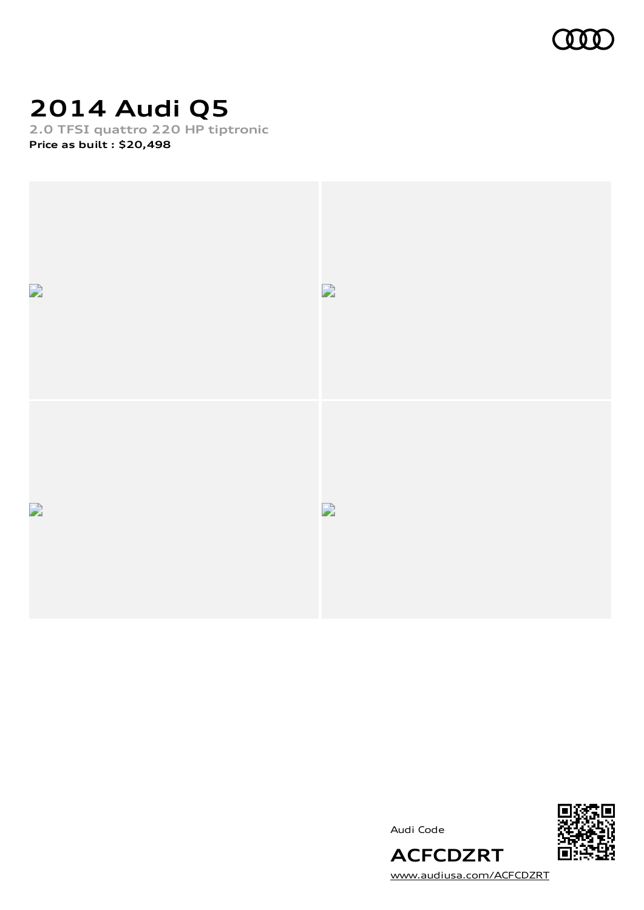# 2014 Audi Q5

**2.0 TFSI quattro 220 HP tiptronic**

**Price as built : $20,498**

Audi Code

**ACFCDZRT**

www.audiusa.com/ACFCDZRT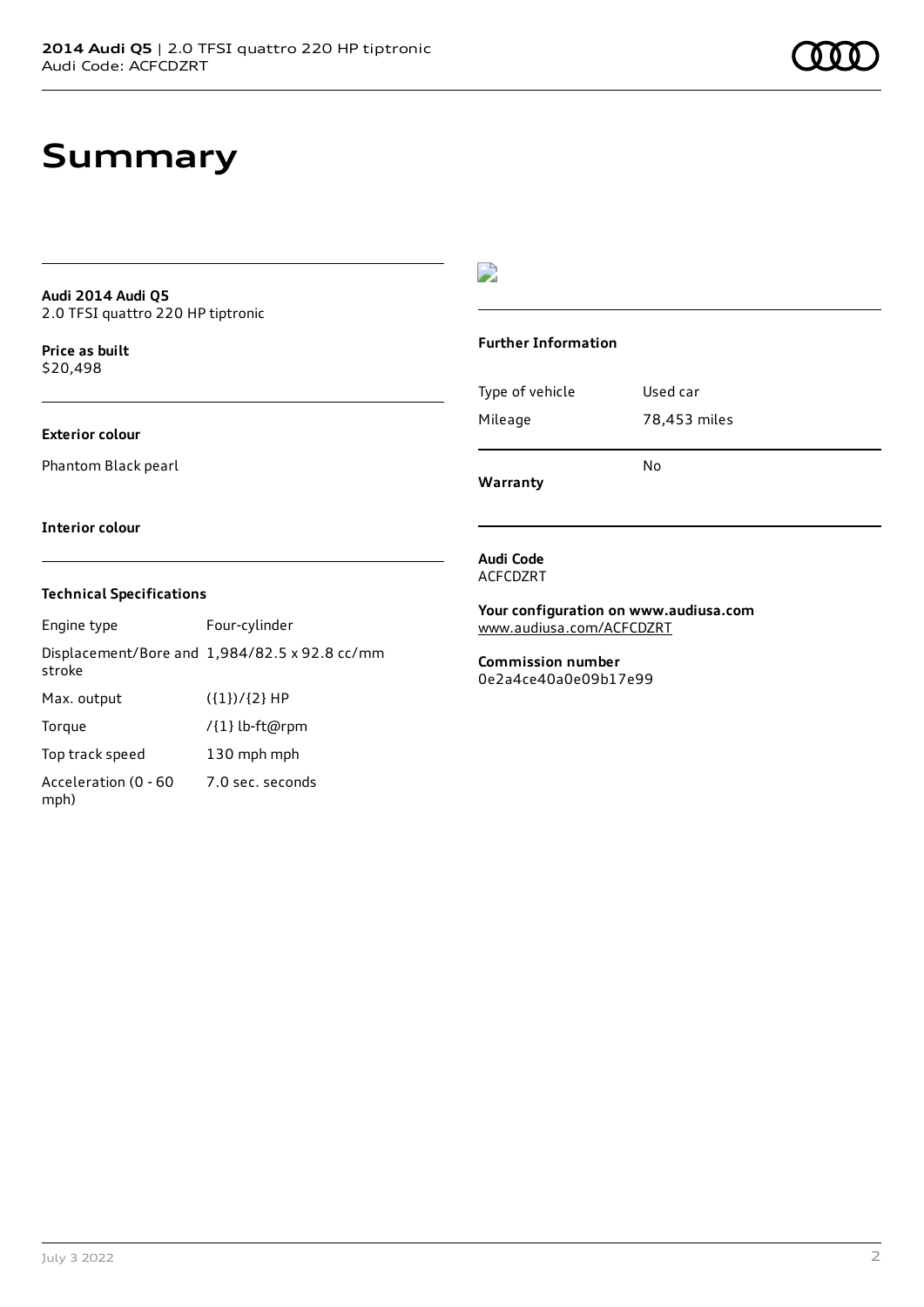# Summary

**Audi 2014 Audi Q5**
2.0 TFSI quattro 220 HP tiptronic

**Price as built**
$20,498

**Exterior colour**

Phantom Black pearl

**Interior colour**

**Technical Specifications**

| | |
|---|---|
| Engine type | Four-cylinder |
| Displacement/Bore and stroke | 1,984/82.5 x 92.8 cc/mm |
| Max. output | ({1})/{2} HP |
| Torque | /{1} lb-ft@rpm |
| Top track speed | 130 mph mph |
| Acceleration (0 - 60 mph) | 7.0 sec. seconds |

**Further Information**

| | |
|---|---|
| Type of vehicle | Used car |
| Mileage | 78,453 miles |

**Warranty** No

**Audi Code**
ACFCDZRT

**Your configuration on www.audiusa.com**
www.audiusa.com/ACFCDZRT

**Commission number**
0e2a4ce40a0e09b17e99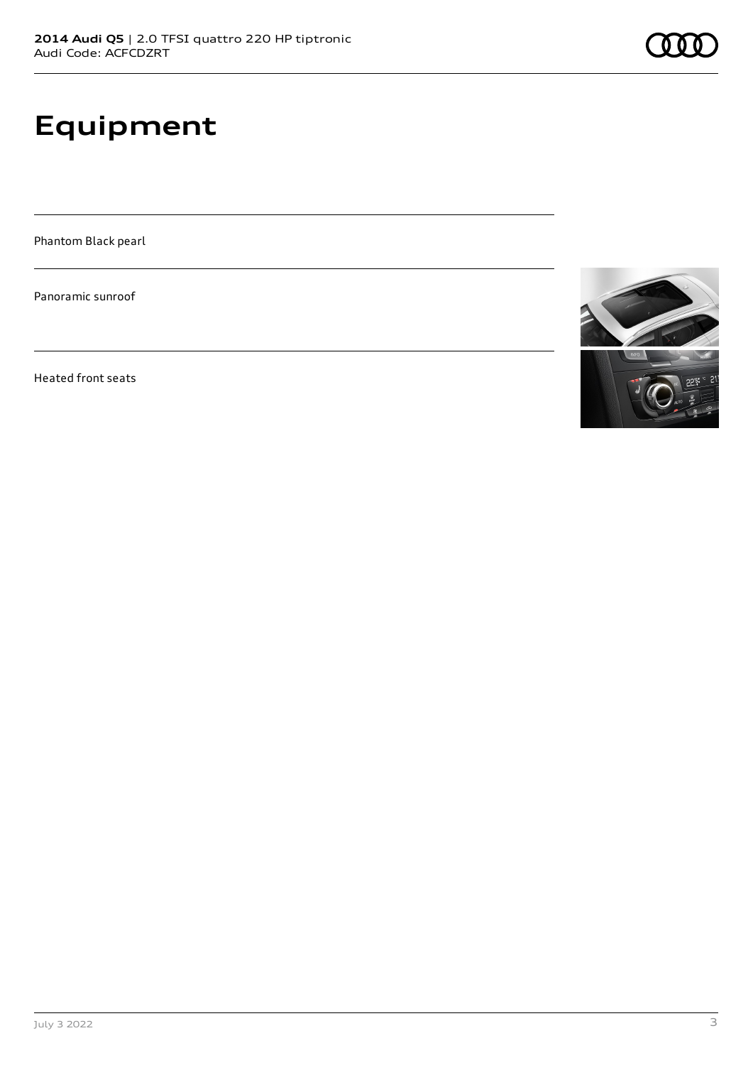# Equipment

Phantom Black pearl

Panoramic sunroof

Heated front seats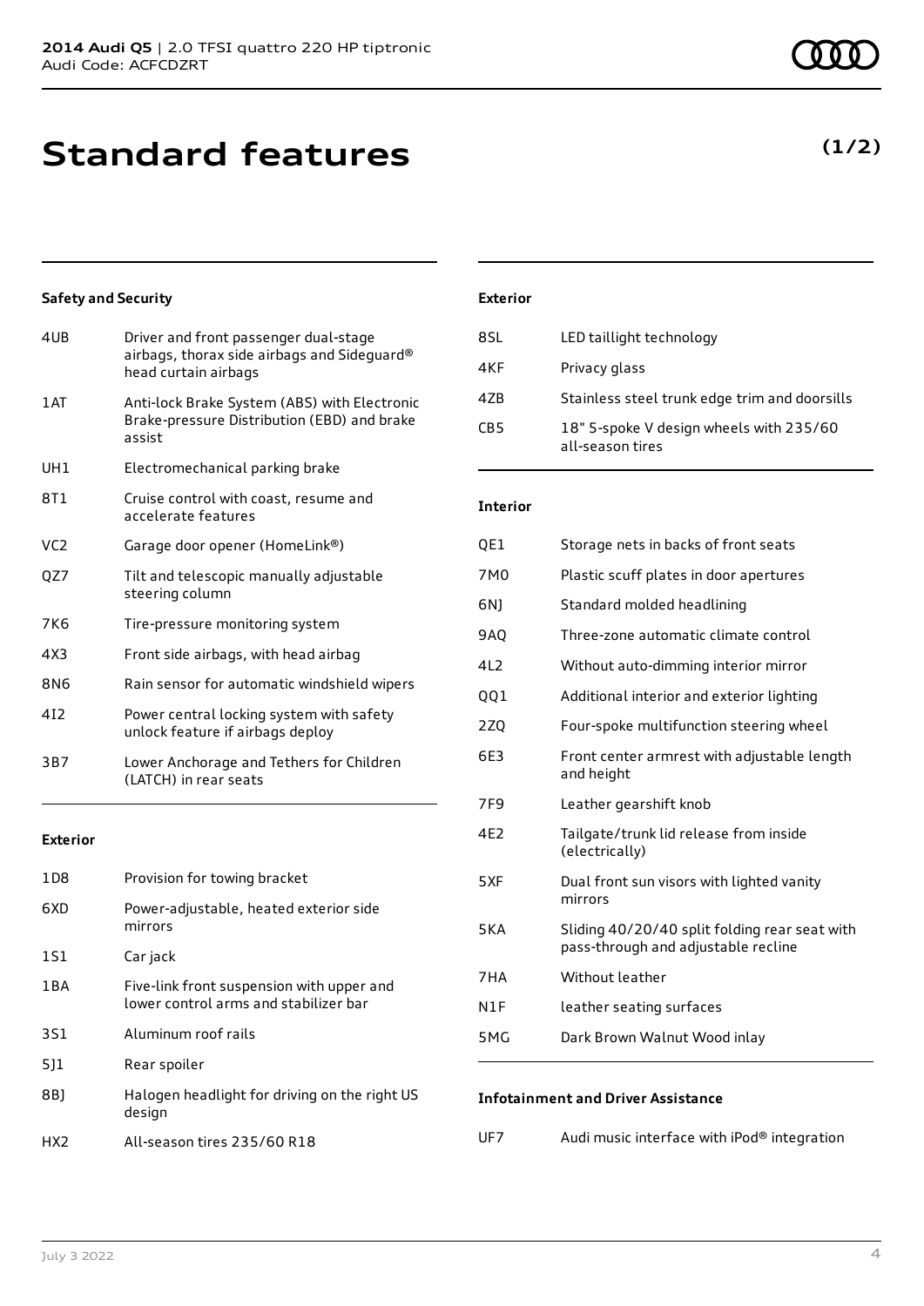# Standard features

**(1/2)**

### Safety and Security

| | |
|---|---|
| 4UB | Driver and front passenger dual-stage airbags, thorax side airbags and Sideguard® head curtain airbags |
| 1AT | Anti-lock Brake System (ABS) with Electronic Brake-pressure Distribution (EBD) and brake assist |
| UH1 | Electromechanical parking brake |
| 8T1 | Cruise control with coast, resume and accelerate features |
| VC2 | Garage door opener (HomeLink®) |
| QZ7 | Tilt and telescopic manually adjustable steering column |
| 7K6 | Tire-pressure monitoring system |
| 4X3 | Front side airbags, with head airbag |
| 8N6 | Rain sensor for automatic windshield wipers |
| 4I2 | Power central locking system with safety unlock feature if airbags deploy |
| 3B7 | Lower Anchorage and Tethers for Children (LATCH) in rear seats |

### Exterior

| | |
|---|---|
| 1D8 | Provision for towing bracket |
| 6XD | Power-adjustable, heated exterior side mirrors |
| 1S1 | Car jack |
| 1BA | Five-link front suspension with upper and lower control arms and stabilizer bar |
| 3S1 | Aluminum roof rails |
| 5J1 | Rear spoiler |
| 8BJ | Halogen headlight for driving on the right US design |
| HX2 | All-season tires 235/60 R18 |

### Exterior

| | |
|---|---|
| 8SL | LED taillight technology |
| 4KF | Privacy glass |
| 4ZB | Stainless steel trunk edge trim and doorsills |
| CB5 | 18" 5-spoke V design wheels with 235/60 all-season tires |

### Interior

| | |
|---|---|
| QE1 | Storage nets in backs of front seats |
| 7M0 | Plastic scuff plates in door apertures |
| 6NJ | Standard molded headlining |
| 9AQ | Three-zone automatic climate control |
| 4L2 | Without auto-dimming interior mirror |
| QQ1 | Additional interior and exterior lighting |
| 2ZQ | Four-spoke multifunction steering wheel |
| 6E3 | Front center armrest with adjustable length and height |
| 7F9 | Leather gearshift knob |
| 4E2 | Tailgate/trunk lid release from inside (electrically) |
| 5XF | Dual front sun visors with lighted vanity mirrors |
| 5KA | Sliding 40/20/40 split folding rear seat with pass-through and adjustable recline |
| 7HA | Without leather |
| N1F | leather seating surfaces |
| 5MG | Dark Brown Walnut Wood inlay |

### Infotainment and Driver Assistance

| | |
|---|---|
| UF7 | Audi music interface with iPod® integration |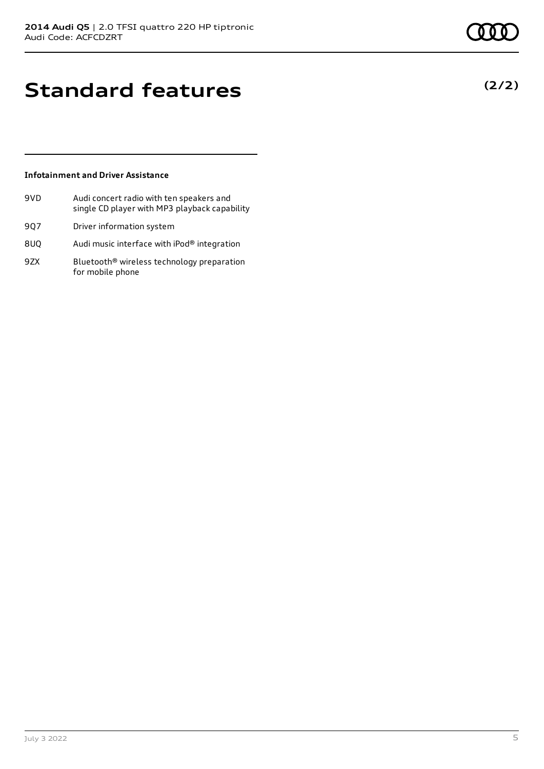# Standard features

**(2/2)**

### Infotainment and Driver Assistance

| | |
|---|---|
| 9VD | Audi concert radio with ten speakers and single CD player with MP3 playback capability |
| 9Q7 | Driver information system |
| 8UQ | Audi music interface with iPod® integration |
| 9ZX | Bluetooth® wireless technology preparation for mobile phone |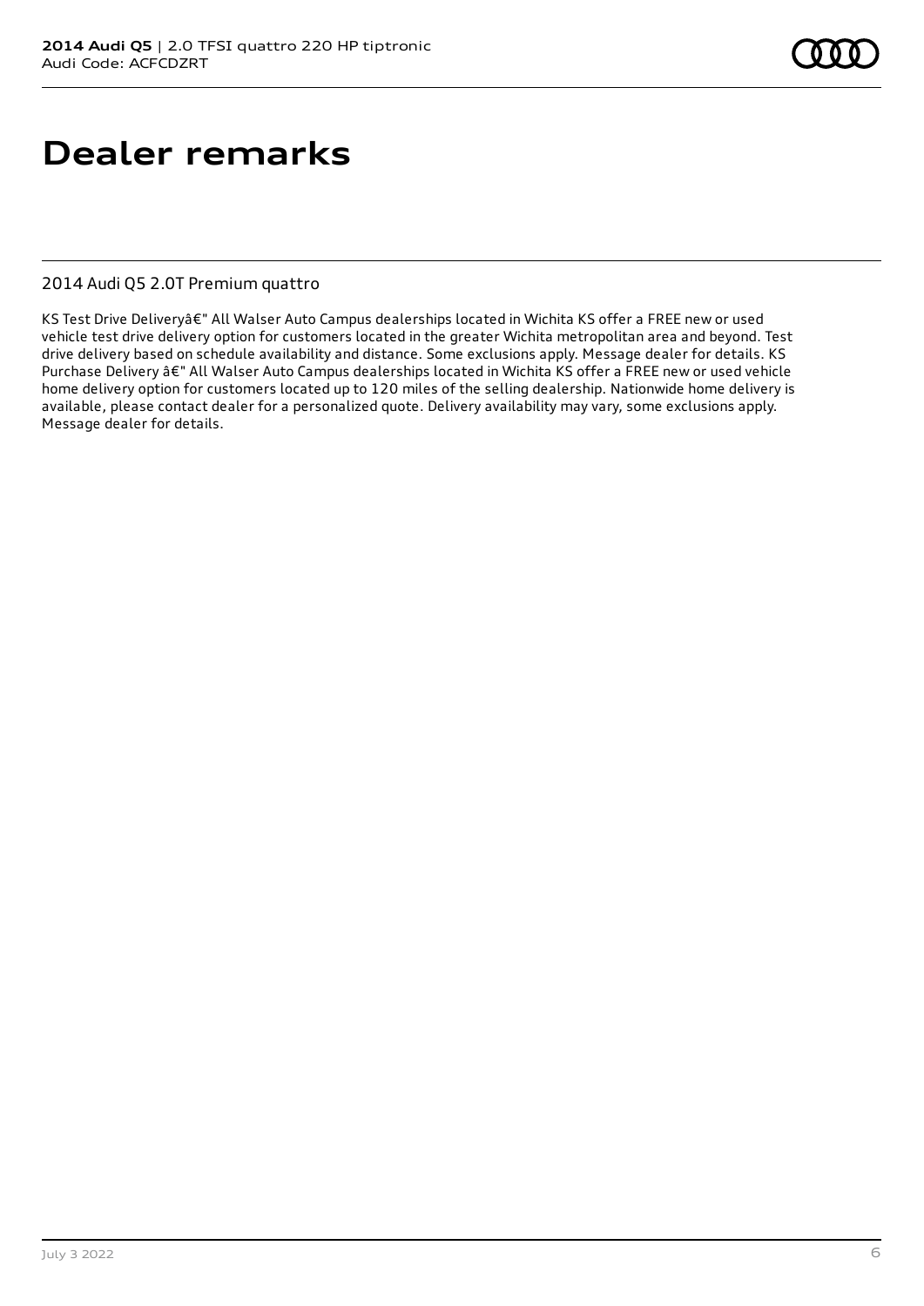# Dealer remarks

## 2014 Audi Q5 2.0T Premium quattro

KS Test Drive Deliveryâ€" All Walser Auto Campus dealerships located in Wichita KS offer a FREE new or used vehicle test drive delivery option for customers located in the greater Wichita metropolitan area and beyond. Test drive delivery based on schedule availability and distance. Some exclusions apply. Message dealer for details. KS Purchase Delivery â€" All Walser Auto Campus dealerships located in Wichita KS offer a FREE new or used vehicle home delivery option for customers located up to 120 miles of the selling dealership. Nationwide home delivery is available, please contact dealer for a personalized quote. Delivery availability may vary, some exclusions apply. Message dealer for details.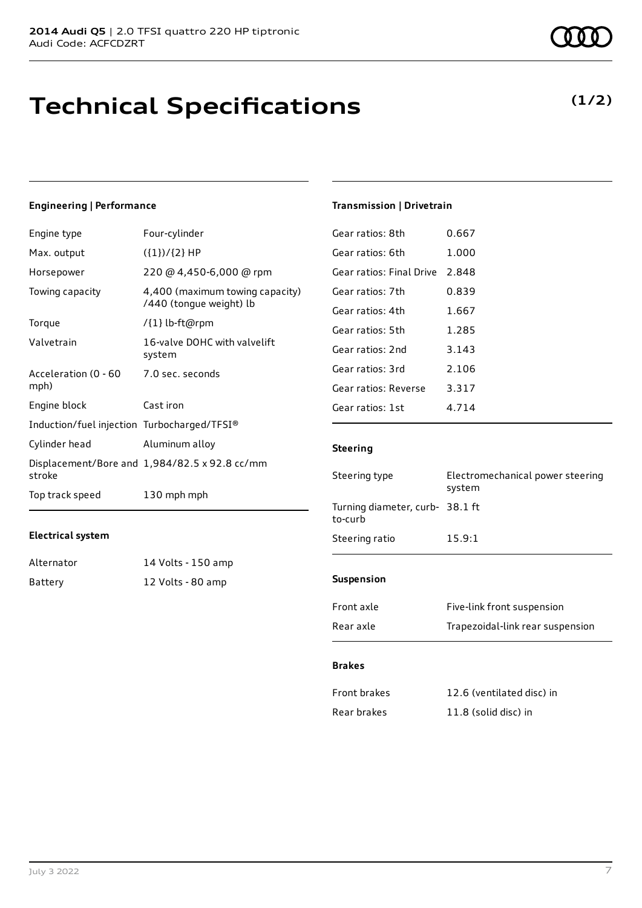**2014 Audi Q5** | 2.0 TFSI quattro 220 HP tiptronic
Audi Code: ACFCDZRT

# Technical Specifications

**(1/2)**

### Engineering | Performance

| | |
|---|---|
| Engine type | Four-cylinder |
| Max. output | ({1})/{2} HP |
| Horsepower | 220 @ 4,450-6,000 @ rpm |
| Towing capacity | 4,400 (maximum towing capacity) /440 (tongue weight) lb |
| Torque | /{1} lb-ft@rpm |
| Valvetrain | 16-valve DOHC with valvelift system |
| Acceleration (0 - 60 mph) | 7.0 sec. seconds |
| Engine block | Cast iron |
| Induction/fuel injection | Turbocharged/TFSI® |
| Cylinder head | Aluminum alloy |
| Displacement/Bore and stroke | 1,984/82.5 x 92.8 cc/mm |
| Top track speed | 130 mph mph |

### Electrical system

| | |
|---|---|
| Alternator | 14 Volts - 150 amp |
| Battery | 12 Volts - 80 amp |

### Transmission | Drivetrain

| | |
|---|---|
| Gear ratios: 8th | 0.667 |
| Gear ratios: 6th | 1.000 |
| Gear ratios: Final Drive | 2.848 |
| Gear ratios: 7th | 0.839 |
| Gear ratios: 4th | 1.667 |
| Gear ratios: 5th | 1.285 |
| Gear ratios: 2nd | 3.143 |
| Gear ratios: 3rd | 2.106 |
| Gear ratios: Reverse | 3.317 |
| Gear ratios: 1st | 4.714 |

### Steering

| | |
|---|---|
| Steering type | Electromechanical power steering system |
| Turning diameter, curb-to-curb | 38.1 ft |
| Steering ratio | 15.9:1 |

### Suspension

| | |
|---|---|
| Front axle | Five-link front suspension |
| Rear axle | Trapezoidal-link rear suspension |

### Brakes

| | |
|---|---|
| Front brakes | 12.6 (ventilated disc) in |
| Rear brakes | 11.8 (solid disc) in |

July 3 2022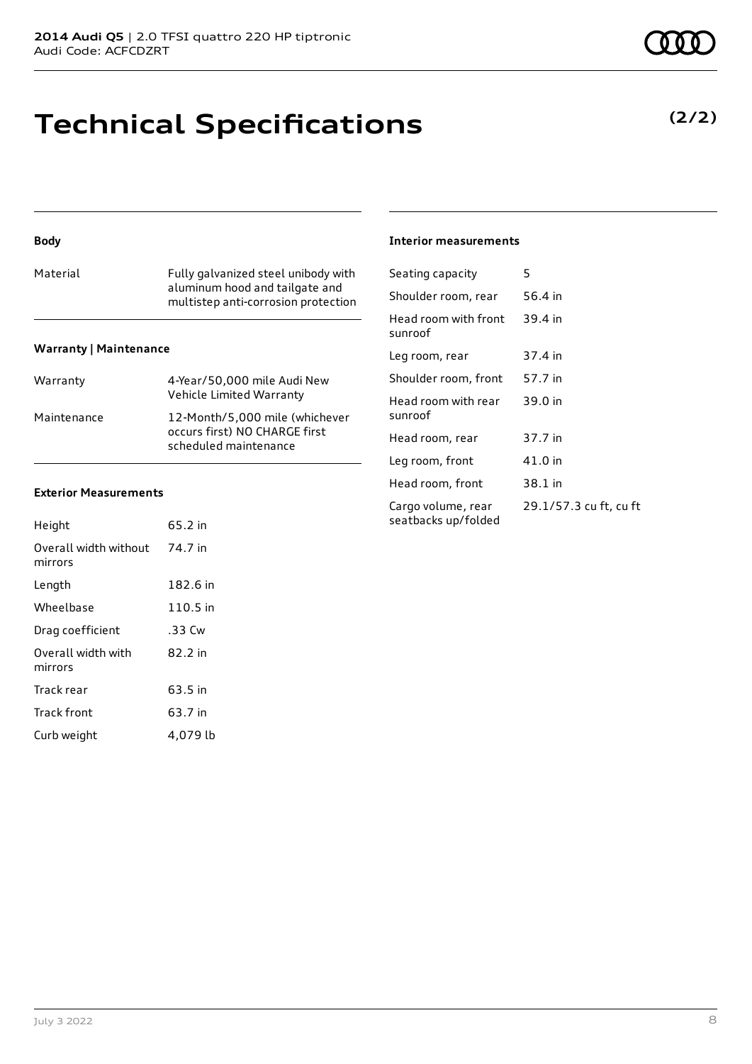# Technical Specifications

**(2/2)**

### Body

| | |
|---|---|
| Material | Fully galvanized steel unibody with aluminum hood and tailgate and multistep anti-corrosion protection |

### Warranty | Maintenance

| | |
|---|---|
| Warranty | 4-Year/50,000 mile Audi New Vehicle Limited Warranty |
| Maintenance | 12-Month/5,000 mile (whichever occurs first) NO CHARGE first scheduled maintenance |

### Exterior Measurements

| | |
|---|---|
| Height | 65.2 in |
| Overall width without mirrors | 74.7 in |
| Length | 182.6 in |
| Wheelbase | 110.5 in |
| Drag coefficient | .33 Cw |
| Overall width with mirrors | 82.2 in |
| Track rear | 63.5 in |
| Track front | 63.7 in |
| Curb weight | 4,079 lb |

### Interior measurements

| | |
|---|---|
| Seating capacity | 5 |
| Shoulder room, rear | 56.4 in |
| Head room with front sunroof | 39.4 in |
| Leg room, rear | 37.4 in |
| Shoulder room, front | 57.7 in |
| Head room with rear sunroof | 39.0 in |
| Head room, rear | 37.7 in |
| Leg room, front | 41.0 in |
| Head room, front | 38.1 in |
| Cargo volume, rear seatbacks up/folded | 29.1/57.3 cu ft, cu ft |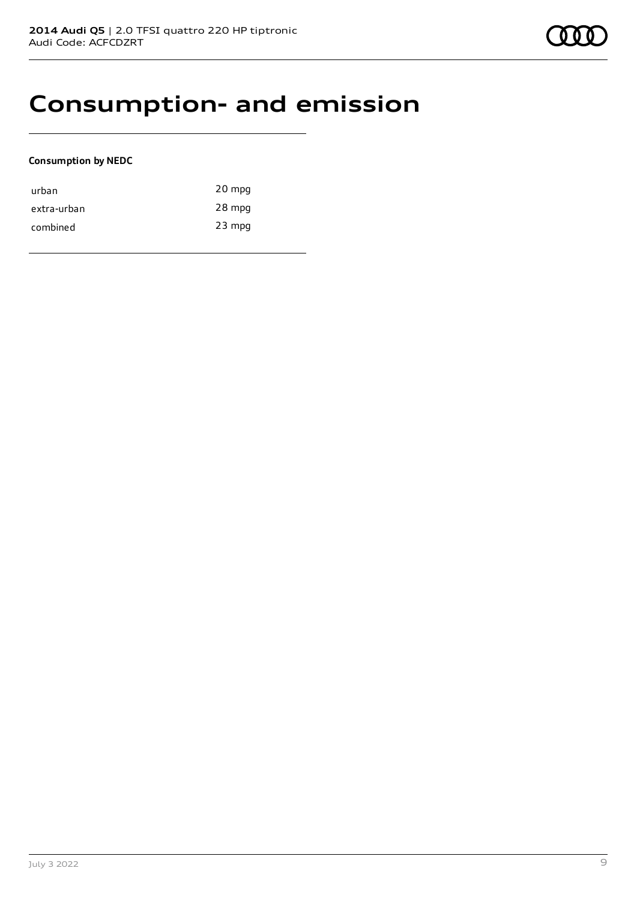# Consumption- and emission

**Consumption by NEDC**

| | |
|---|---|
| urban | 20 mpg |
| extra-urban | 28 mpg |
| combined | 23 mpg |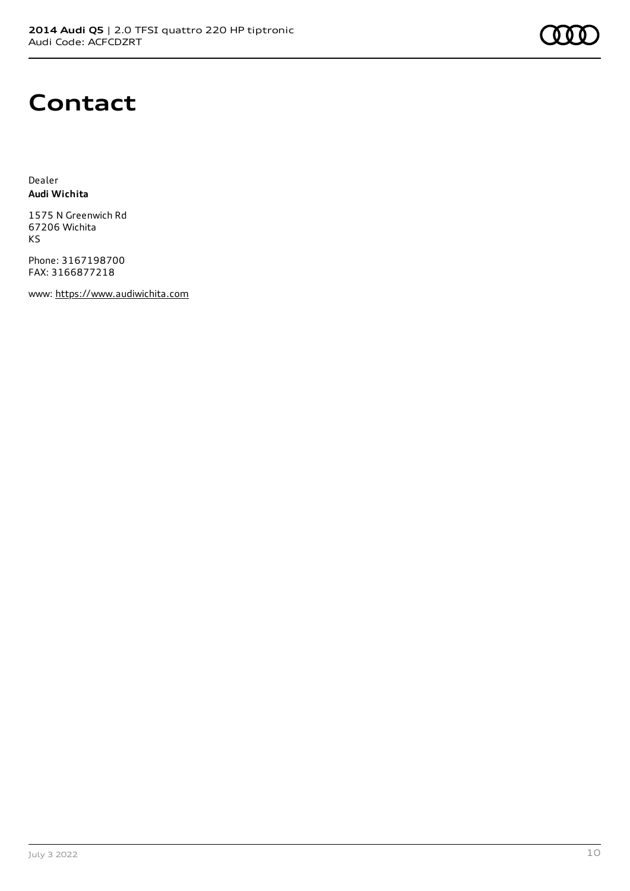# Contact

Dealer
**Audi Wichita**

1575 N Greenwich Rd
67206 Wichita
KS

Phone: 3167198700
FAX: 3166877218

www: https://www.audiwichita.com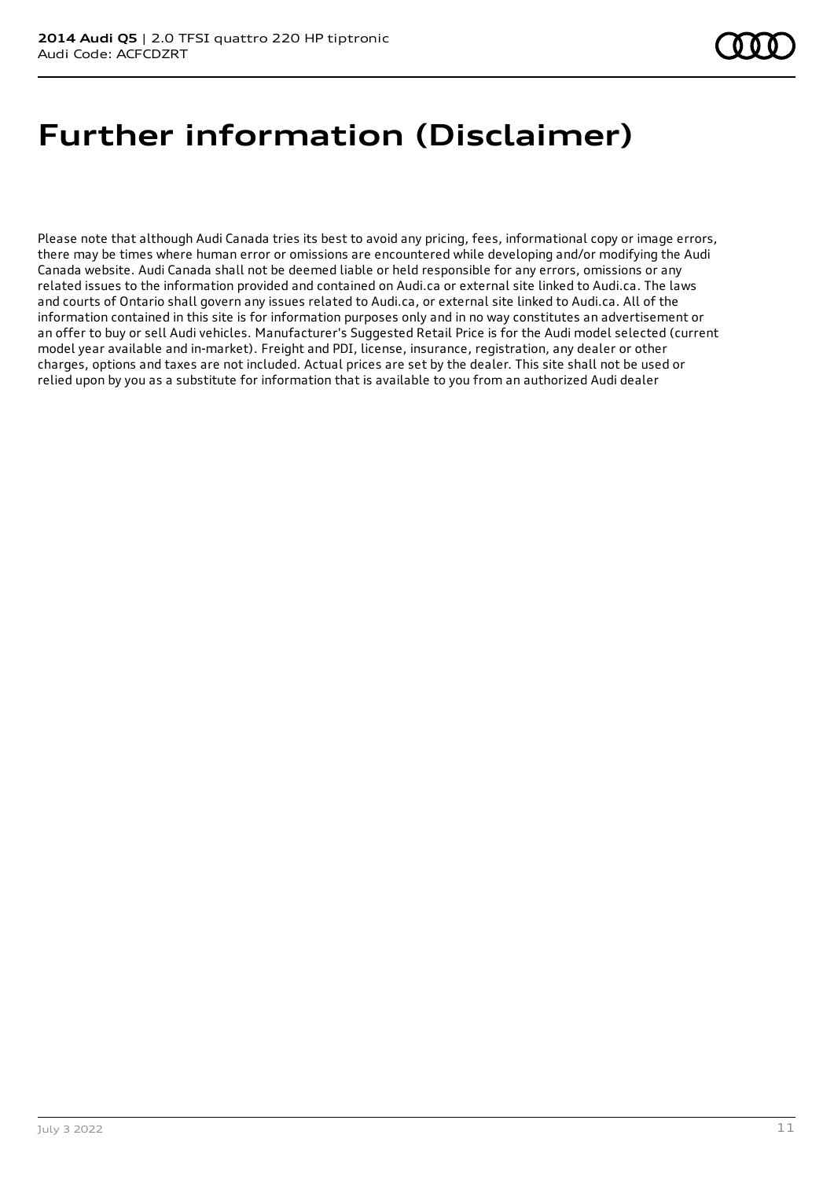# Further information (Disclaimer)

Please note that although Audi Canada tries its best to avoid any pricing, fees, informational copy or image errors, there may be times where human error or omissions are encountered while developing and/or modifying the Audi Canada website. Audi Canada shall not be deemed liable or held responsible for any errors, omissions or any related issues to the information provided and contained on Audi.ca or external site linked to Audi.ca. The laws and courts of Ontario shall govern any issues related to Audi.ca, or external site linked to Audi.ca. All of the information contained in this site is for information purposes only and in no way constitutes an advertisement or an offer to buy or sell Audi vehicles. Manufacturer's Suggested Retail Price is for the Audi model selected (current model year available and in-market). Freight and PDI, license, insurance, registration, any dealer or other charges, options and taxes are not included. Actual prices are set by the dealer. This site shall not be used or relied upon by you as a substitute for information that is available to you from an authorized Audi dealer